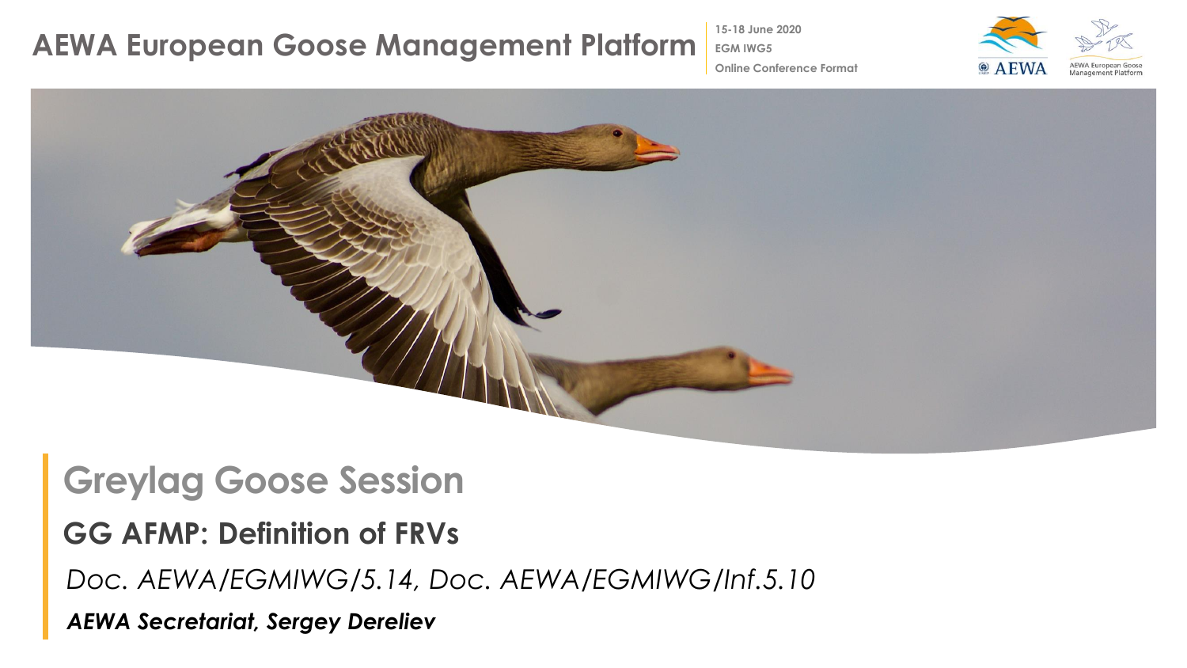# AEWA European Goose Management Platform

15-18 June 2020
EGM IWG5
Online Conference Format

## Greylag Goose Session

### GG AFMP: Definition of FRVs

*Doc. AEWA/EGMIWG/5.14, Doc. AEWA/EGMIWG/Inf.5.10*

***AEWA Secretariat, Sergey Dereliev***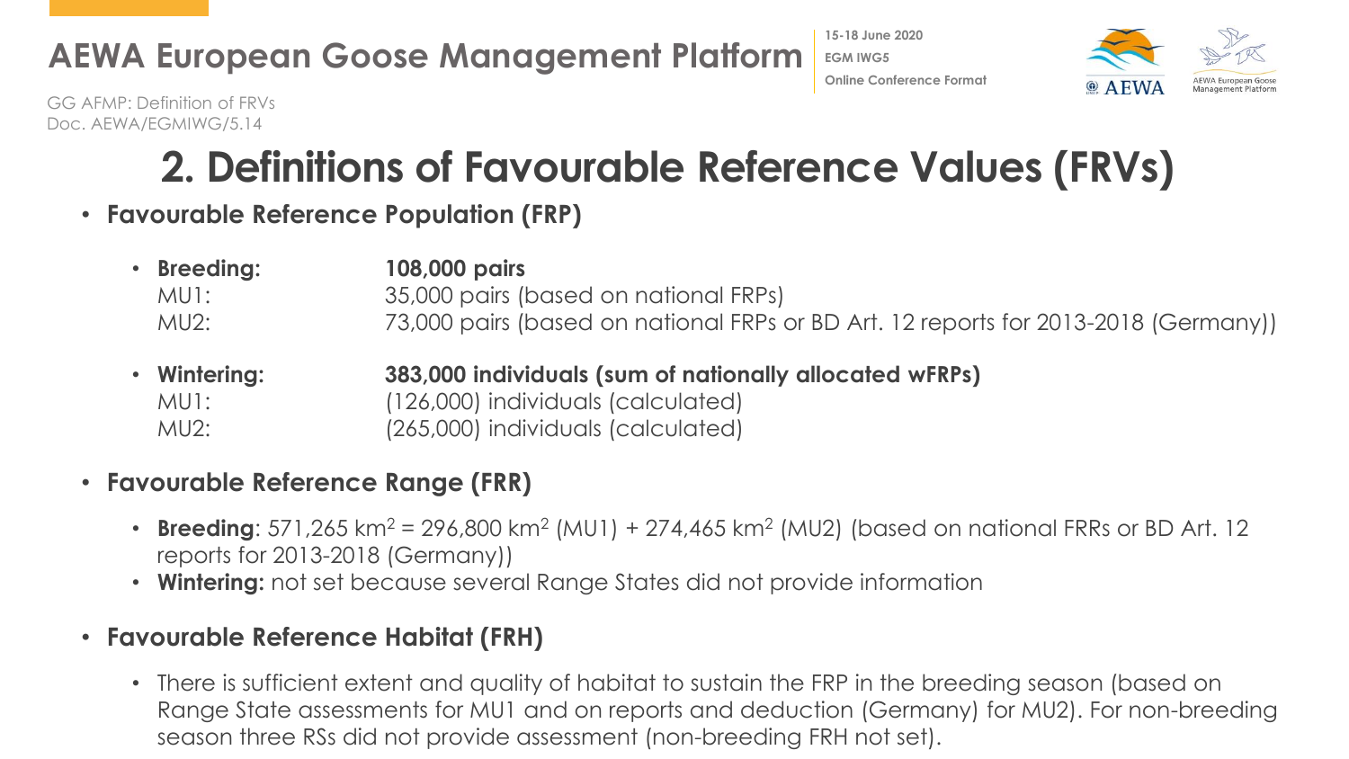# 2. Definitions of Favourable Reference Values (FRVs)

- **Favourable Reference Population (FRP)**
  - **Breeding:** **108,000 pairs**
    MU1: 35,000 pairs (based on national FRPs)
    MU2: 73,000 pairs (based on national FRPs or BD Art. 12 reports for 2013-2018 (Germany))
  - **Wintering:** **383,000 individuals (sum of nationally allocated wFRPs)**
    MU1: (126,000) individuals (calculated)
    MU2: (265,000) individuals (calculated)
- **Favourable Reference Range (FRR)**
  - **Breeding**: 571,265 km$^2$ = 296,800 km$^2$ (MU1) + 274,465 km$^2$ (MU2) (based on national FRRs or BD Art. 12 reports for 2013-2018 (Germany))
  - **Wintering:** not set because several Range States did not provide information
- **Favourable Reference Habitat (FRH)**
  - There is sufficient extent and quality of habitat to sustain the FRP in the breeding season (based on Range State assessments for MU1 and on reports and deduction (Germany) for MU2). For non-breeding season three RSs did not provide assessment (non-breeding FRH not set).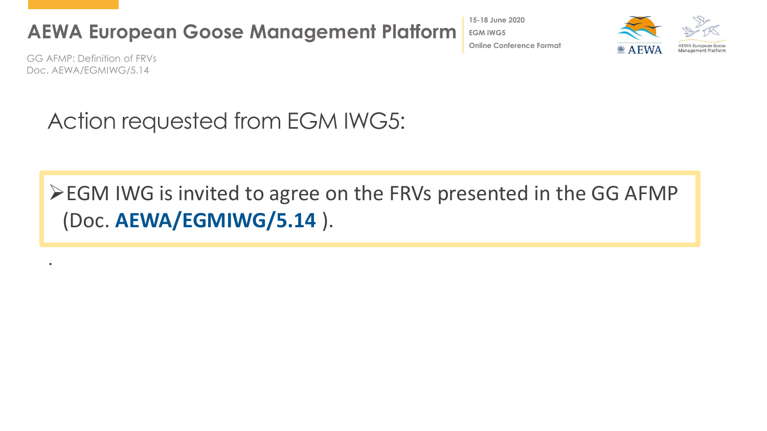GG AFMP: Definition of FRVs
Doc. AEWA/EGMIWG/5.14

# Action requested from EGM IWG5:

- EGM IWG is invited to agree on the FRVs presented in the GG AFMP (Doc. **AEWA/EGMIWG/5.14** ).